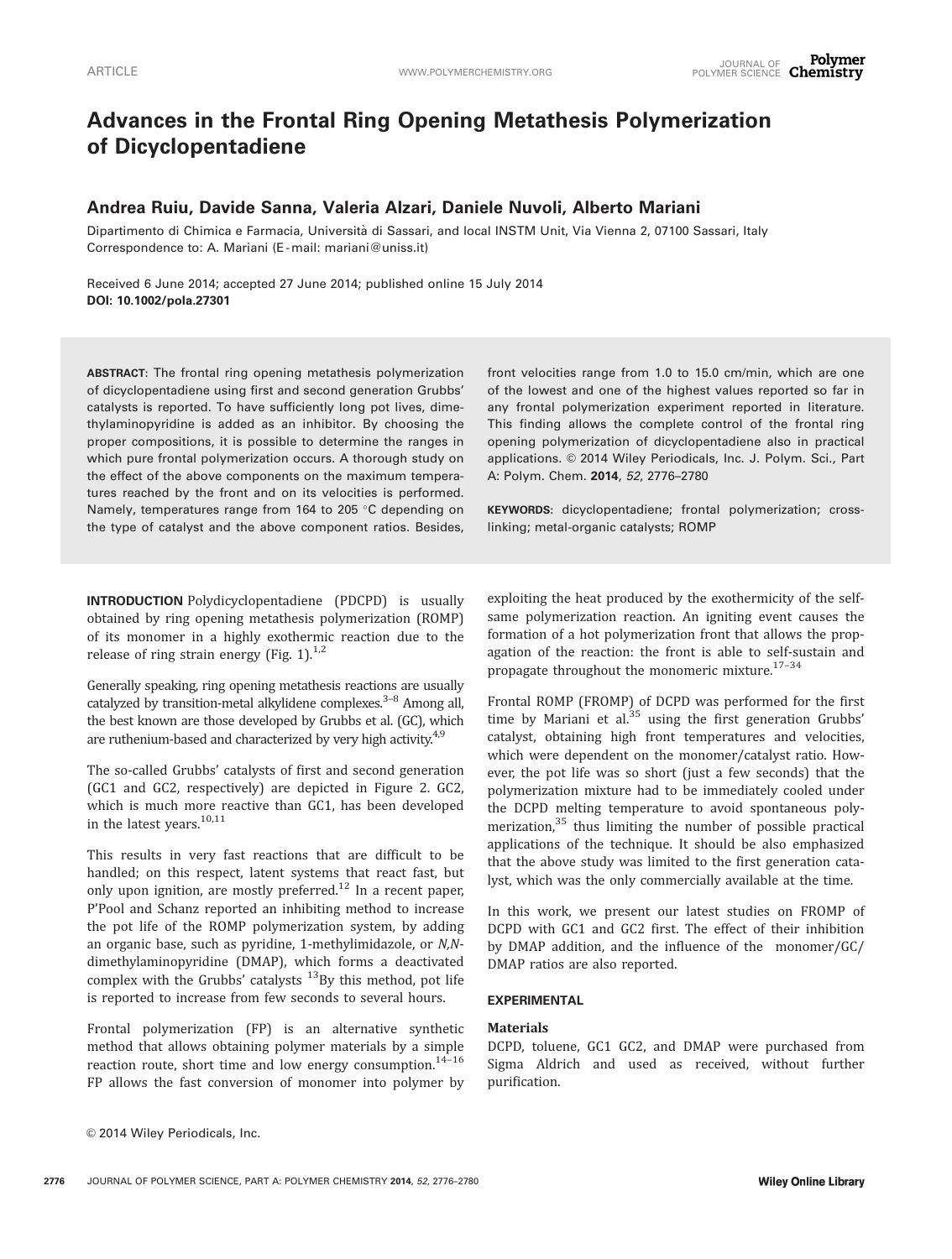# Advances in the Frontal Ring Opening Metathesis Polymerization of Dicyclopentadiene

**Andrea Ruiu, Davide Sanna, Valeria Alzari, Daniele Nuvoli, Alberto Mariani**

Dipartimento di Chimica e Farmacia, Università di Sassari, and local INSTM Unit, Via Vienna 2, 07100 Sassari, Italy
Correspondence to: A. Mariani (E-mail: mariani@uniss.it)

Received 6 June 2014; accepted 27 June 2014; published online 15 July 2014
**DOI: 10.1002/pola.27301**

**ABSTRACT**: The frontal ring opening metathesis polymerization of dicyclopentadiene using first and second generation Grubbs' catalysts is reported. To have sufficiently long pot lives, dimethylaminopyridine is added as an inhibitor. By choosing the proper compositions, it is possible to determine the ranges in which pure frontal polymerization occurs. A thorough study on the effect of the above components on the maximum temperatures reached by the front and on its velocities is performed. Namely, temperatures range from 164 to 205 °C depending on the type of catalyst and the above component ratios. Besides, front velocities range from 1.0 to 15.0 cm/min, which are one of the lowest and one of the highest values reported so far in any frontal polymerization experiment reported in literature. This finding allows the complete control of the frontal ring opening polymerization of dicyclopentadiene also in practical applications. © 2014 Wiley Periodicals, Inc. J. Polym. Sci., Part A: Polym. Chem. **2014**, *52*, 2776–2780

**KEYWORDS**: dicyclopentadiene; frontal polymerization; cross-linking; metal-organic catalysts; ROMP

**INTRODUCTION** Polydicyclopentadiene (PDCPD) is usually obtained by ring opening metathesis polymerization (ROMP) of its monomer in a highly exothermic reaction due to the release of ring strain energy (Fig. 1).[1,2]

Generally speaking, ring opening metathesis reactions are usually catalyzed by transition-metal alkylidene complexes.[3–8] Among all, the best known are those developed by Grubbs et al. (GC), which are ruthenium-based and characterized by very high activity.[4,9]

The so-called Grubbs' catalysts of first and second generation (GC1 and GC2, respectively) are depicted in Figure 2. GC2, which is much more reactive than GC1, has been developed in the latest years.[10,11]

This results in very fast reactions that are difficult to be handled; on this respect, latent systems that react fast, but only upon ignition, are mostly preferred.[12] In a recent paper, P'Pool and Schanz reported an inhibiting method to increase the pot life of the ROMP polymerization system, by adding an organic base, such as pyridine, 1-methylimidazole, or *N,N*-dimethylaminopyridine (DMAP), which forms a deactivated complex with the Grubbs' catalysts [13]By this method, pot life is reported to increase from few seconds to several hours.

Frontal polymerization (FP) is an alternative synthetic method that allows obtaining polymer materials by a simple reaction route, short time and low energy consumption.[14–16] FP allows the fast conversion of monomer into polymer by exploiting the heat produced by the exothermicity of the self-same polymerization reaction. An igniting event causes the formation of a hot polymerization front that allows the propagation of the reaction: the front is able to self-sustain and propagate throughout the monomeric mixture.[17–34]

Frontal ROMP (FROMP) of DCPD was performed for the first time by Mariani et al.[35] using the first generation Grubbs' catalyst, obtaining high front temperatures and velocities, which were dependent on the monomer/catalyst ratio. However, the pot life was so short (just a few seconds) that the polymerization mixture had to be immediately cooled under the DCPD melting temperature to avoid spontaneous polymerization,[35] thus limiting the number of possible practical applications of the technique. It should be also emphasized that the above study was limited to the first generation catalyst, which was the only commercially available at the time.

In this work, we present our latest studies on FROMP of DCPD with GC1 and GC2 first. The effect of their inhibition by DMAP addition, and the influence of the monomer/GC/DMAP ratios are also reported.

## EXPERIMENTAL

### Materials

DCPD, toluene, GC1 GC2, and DMAP were purchased from Sigma Aldrich and used as received, without further purification.

© 2014 Wiley Periodicals, Inc.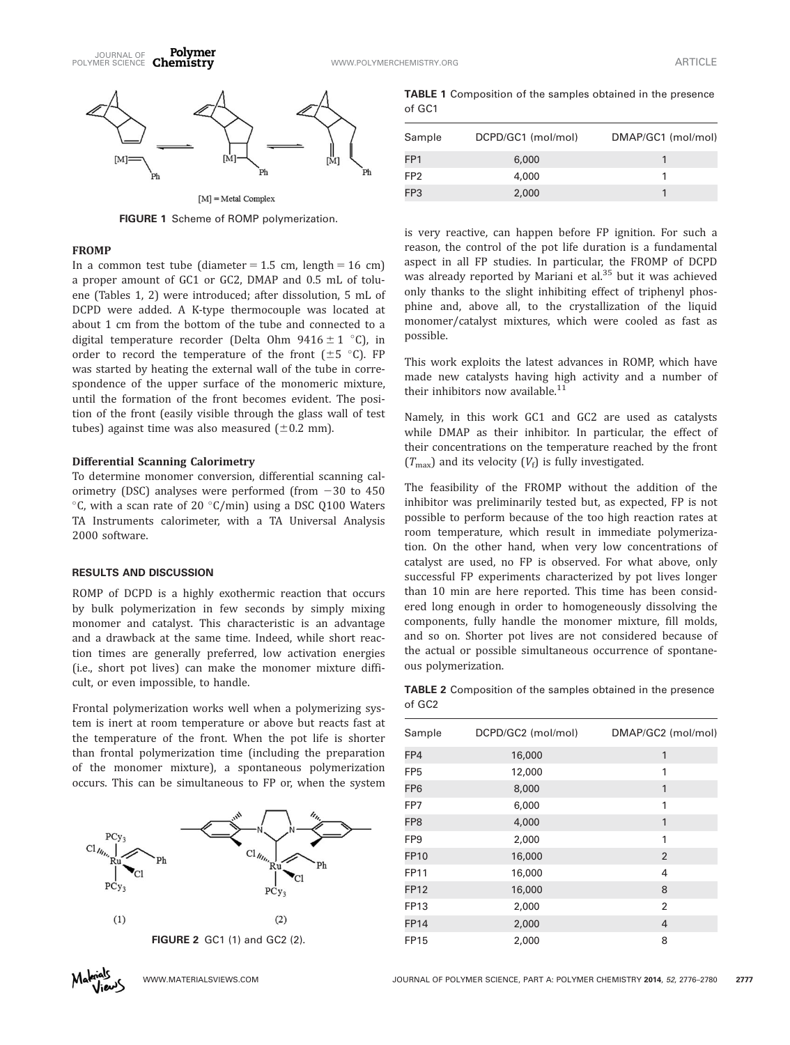FIGURE 1 Scheme of ROMP polymerization.

### FROMP

In a common test tube (diameter = 1.5 cm, length = 16 cm) a proper amount of GC1 or GC2, DMAP and 0.5 mL of toluene (Tables 1, 2) were introduced; after dissolution, 5 mL of DCPD were added. A K-type thermocouple was located at about 1 cm from the bottom of the tube and connected to a digital temperature recorder (Delta Ohm 9416 ± 1 °C), in order to record the temperature of the front (±5 °C). FP was started by heating the external wall of the tube in correspondence of the upper surface of the monomeric mixture, until the formation of the front becomes evident. The position of the front (easily visible through the glass wall of test tubes) against time was also measured (±0.2 mm).

### Differential Scanning Calorimetry

To determine monomer conversion, differential scanning calorimetry (DSC) analyses were performed (from −30 to 450 °C, with a scan rate of 20 °C/min) using a DSC Q100 Waters TA Instruments calorimeter, with a TA Universal Analysis 2000 software.

## RESULTS AND DISCUSSION

ROMP of DCPD is a highly exothermic reaction that occurs by bulk polymerization in few seconds by simply mixing monomer and catalyst. This characteristic is an advantage and a drawback at the same time. Indeed, while short reaction times are generally preferred, low activation energies (i.e., short pot lives) can make the monomer mixture difficult, or even impossible, to handle.

Frontal polymerization works well when a polymerizing system is inert at room temperature or above but reacts fast at the temperature of the front. When the pot life is shorter than frontal polymerization time (including the preparation of the monomer mixture), a spontaneous polymerization occurs. This can be simultaneous to FP or, when the system is very reactive, can happen before FP ignition. For such a reason, the control of the pot life duration is a fundamental aspect in all FP studies. In particular, the FROMP of DCPD was already reported by Mariani et al.[35] but it was achieved only thanks to the slight inhibiting effect of triphenyl phosphine and, above all, to the crystallization of the liquid monomer/catalyst mixtures, which were cooled as fast as possible.

FIGURE 2 GC1 (1) and GC2 (2).

**TABLE 1** Composition of the samples obtained in the presence of GC1

| Sample | DCPD/GC1 (mol/mol) | DMAP/GC1 (mol/mol) |
|---|---|---|
| FP1 | 6,000 | 1 |
| FP2 | 4,000 | 1 |
| FP3 | 2,000 | 1 |

This work exploits the latest advances in ROMP, which have made new catalysts having high activity and a number of their inhibitors now available.[11]

Namely, in this work GC1 and GC2 are used as catalysts while DMAP as their inhibitor. In particular, the effect of their concentrations on the temperature reached by the front ($T_{max}$) and its velocity ($V_f$) is fully investigated.

The feasibility of the FROMP without the addition of the inhibitor was preliminarily tested but, as expected, FP is not possible to perform because of the too high reaction rates at room temperature, which result in immediate polymerization. On the other hand, when very low concentrations of catalyst are used, no FP is observed. For what above, only successful FP experiments characterized by pot lives longer than 10 min are here reported. This time has been considered long enough in order to homogeneously dissolving the components, fully handle the monomer mixture, fill molds, and so on. Shorter pot lives are not considered because of the actual or possible simultaneous occurrence of spontaneous polymerization.

**TABLE 2** Composition of the samples obtained in the presence of GC2

| Sample | DCPD/GC2 (mol/mol) | DMAP/GC2 (mol/mol) |
|---|---|---|
| FP4 | 16,000 | 1 |
| FP5 | 12,000 | 1 |
| FP6 | 8,000 | 1 |
| FP7 | 6,000 | 1 |
| FP8 | 4,000 | 1 |
| FP9 | 2,000 | 1 |
| FP10 | 16,000 | 2 |
| FP11 | 16,000 | 4 |
| FP12 | 16,000 | 8 |
| FP13 | 2,000 | 2 |
| FP14 | 2,000 | 4 |
| FP15 | 2,000 | 8 |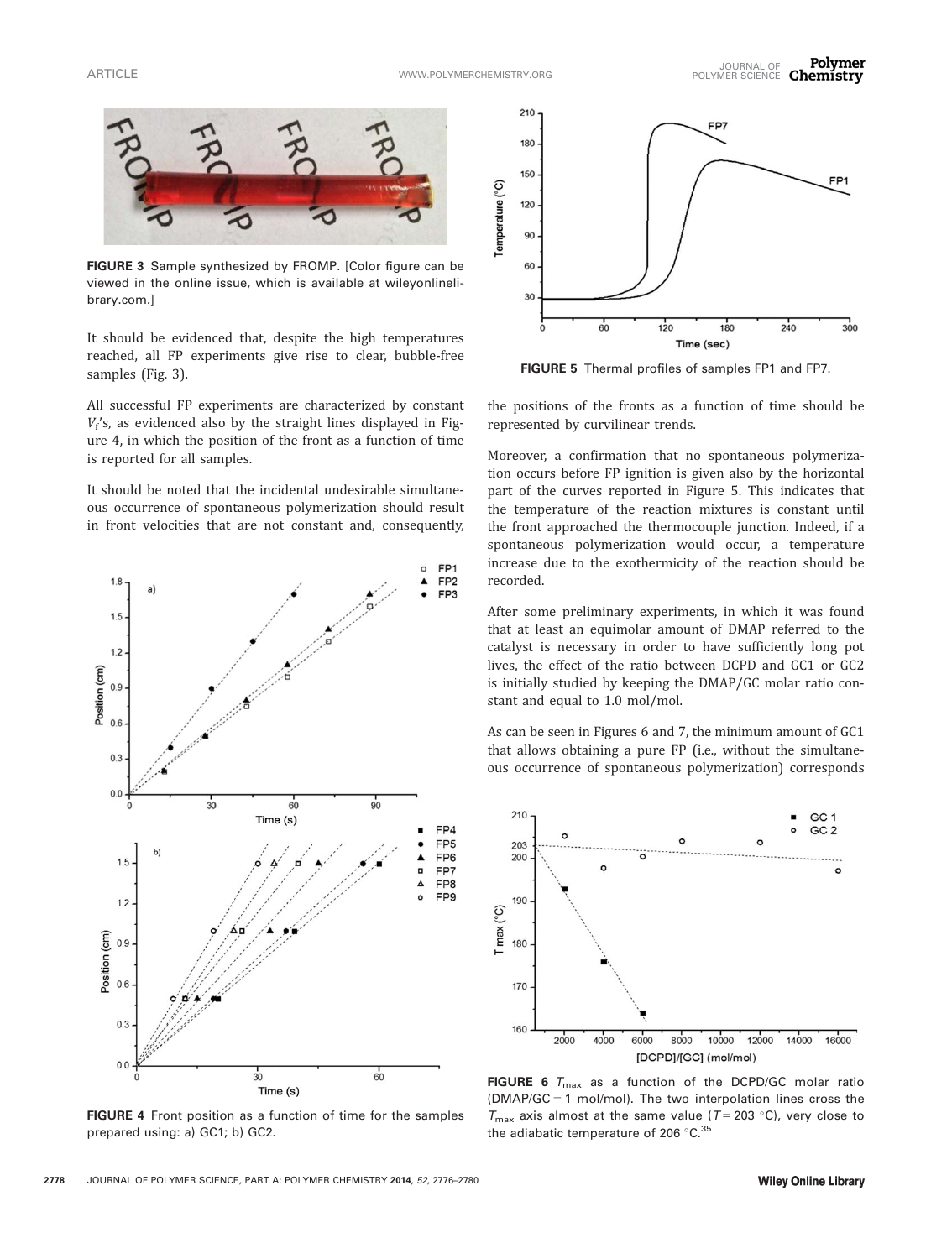FIGURE 3 Sample synthesized by FROMP. [Color figure can be viewed in the online issue, which is available at wileyonlinelibrary.com.]

It should be evidenced that, despite the high temperatures reached, all FP experiments give rise to clear, bubble-free samples (Fig. 3).

All successful FP experiments are characterized by constant $V_f$'s, as evidenced also by the straight lines displayed in Figure 4, in which the position of the front as a function of time is reported for all samples.

It should be noted that the incidental undesirable simultaneous occurrence of spontaneous polymerization should result in front velocities that are not constant and, consequently, the positions of the fronts as a function of time should be represented by curvilinear trends.

FIGURE 4 Front position as a function of time for the samples prepared using: a) GC1; b) GC2.

FIGURE 5 Thermal profiles of samples FP1 and FP7.

Moreover, a confirmation that no spontaneous polymerization occurs before FP ignition is given also by the horizontal part of the curves reported in Figure 5. This indicates that the temperature of the reaction mixtures is constant until the front approached the thermocouple junction. Indeed, if a spontaneous polymerization would occur, a temperature increase due to the exothermicity of the reaction should be recorded.

After some preliminary experiments, in which it was found that at least an equimolar amount of DMAP referred to the catalyst is necessary in order to have sufficiently long pot lives, the effect of the ratio between DCPD and GC1 or GC2 is initially studied by keeping the DMAP/GC molar ratio constant and equal to 1.0 mol/mol.

As can be seen in Figures 6 and 7, the minimum amount of GC1 that allows obtaining a pure FP (i.e., without the simultaneous occurrence of spontaneous polymerization) corresponds

FIGURE 6 $T_{max}$ as a function of the DCPD/GC molar ratio (DMAP/GC = 1 mol/mol). The two interpolation lines cross the $T_{max}$ axis almost at the same value ($T = 203$ °C), very close to the adiabatic temperature of 206 °C.[35]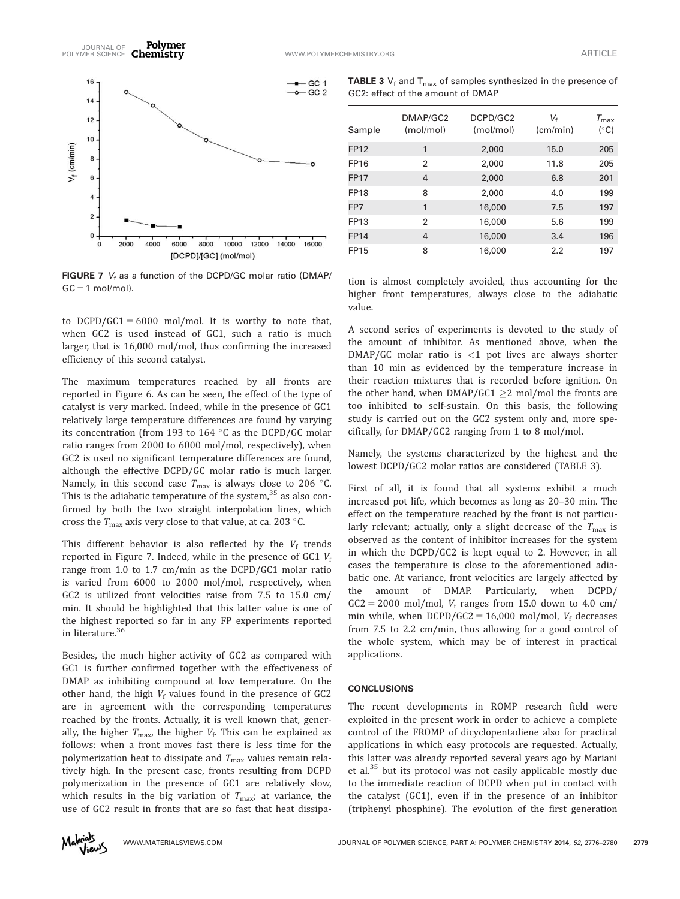FIGURE 7 $V_f$ as a function of the DCPD/GC molar ratio (DMAP/GC = 1 mol/mol).

to DCPD/GC1 = 6000 mol/mol. It is worthy to note that, when GC2 is used instead of GC1, such a ratio is much larger, that is 16,000 mol/mol, thus confirming the increased efficiency of this second catalyst.

The maximum temperatures reached by all fronts are reported in Figure 6. As can be seen, the effect of the type of catalyst is very marked. Indeed, while in the presence of GC1 relatively large temperature differences are found by varying its concentration (from 193 to 164 °C as the DCPD/GC molar ratio ranges from 2000 to 6000 mol/mol, respectively), when GC2 is used no significant temperature differences are found, although the effective DCPD/GC molar ratio is much larger. Namely, in this second case $T_{max}$ is always close to 206 °C. This is the adiabatic temperature of the system,[35] as also confirmed by both the two straight interpolation lines, which cross the $T_{max}$ axis very close to that value, at ca. 203 °C.

This different behavior is also reflected by the $V_f$ trends reported in Figure 7. Indeed, while in the presence of GC1 $V_f$ range from 1.0 to 1.7 cm/min as the DCPD/GC1 molar ratio is varied from 6000 to 2000 mol/mol, respectively, when GC2 is utilized front velocities raise from 7.5 to 15.0 cm/min. It should be highlighted that this latter value is one of the highest reported so far in any FP experiments reported in literature.[36]

Besides, the much higher activity of GC2 as compared with GC1 is further confirmed together with the effectiveness of DMAP as inhibiting compound at low temperature. On the other hand, the high $V_f$ values found in the presence of GC2 are in agreement with the corresponding temperatures reached by the fronts. Actually, it is well known that, generally, the higher $T_{max}$, the higher $V_f$. This can be explained as follows: when a front moves fast there is less time for the polymerization heat to dissipate and $T_{max}$ values remain relatively high. In the present case, fronts resulting from DCPD polymerization in the presence of GC1 are relatively slow, which results in the big variation of $T_{max}$; at variance, the use of GC2 result in fronts that are so fast that heat dissipation is almost completely avoided, thus accounting for the higher front temperatures, always close to the adiabatic value.

**TABLE 3** $V_f$ and $T_{max}$ of samples synthesized in the presence of GC2: effect of the amount of DMAP

| Sample | DMAP/GC2 (mol/mol) | DCPD/GC2 (mol/mol) | $V_f$ (cm/min) | $T_{max}$ (°C) |
|---|---|---|---|---|
| FP12 | 1 | 2,000 | 15.0 | 205 |
| FP16 | 2 | 2,000 | 11.8 | 205 |
| FP17 | 4 | 2,000 | 6.8 | 201 |
| FP18 | 8 | 2,000 | 4.0 | 199 |
| FP7 | 1 | 16,000 | 7.5 | 197 |
| FP13 | 2 | 16,000 | 5.6 | 199 |
| FP14 | 4 | 16,000 | 3.4 | 196 |
| FP15 | 8 | 16,000 | 2.2 | 197 |

A second series of experiments is devoted to the study of the amount of inhibitor. As mentioned above, when the DMAP/GC molar ratio is <1 pot lives are always shorter than 10 min as evidenced by the temperature increase in their reaction mixtures that is recorded before ignition. On the other hand, when DMAP/GC1 ≥2 mol/mol the fronts are too inhibited to self-sustain. On this basis, the following study is carried out on the GC2 system only and, more specifically, for DMAP/GC2 ranging from 1 to 8 mol/mol.

Namely, the systems characterized by the highest and the lowest DCPD/GC2 molar ratios are considered (TABLE 3).

First of all, it is found that all systems exhibit a much increased pot life, which becomes as long as 20–30 min. The effect on the temperature reached by the front is not particularly relevant; actually, only a slight decrease of the $T_{max}$ is observed as the content of inhibitor increases for the system in which the DCPD/GC2 is kept equal to 2. However, in all cases the temperature is close to the aforementioned adiabatic one. At variance, front velocities are largely affected by the amount of DMAP. Particularly, when DCPD/GC2 = 2000 mol/mol, $V_f$ ranges from 15.0 down to 4.0 cm/min while, when DCPD/GC2 = 16,000 mol/mol, $V_f$ decreases from 7.5 to 2.2 cm/min, thus allowing for a good control of the whole system, which may be of interest in practical applications.

## CONCLUSIONS

The recent developments in ROMP research field were exploited in the present work in order to achieve a complete control of the FROMP of dicyclopentadiene also for practical applications in which easy protocols are requested. Actually, this latter was already reported several years ago by Mariani et al.[35] but its protocol was not easily applicable mostly due to the immediate reaction of DCPD when put in contact with the catalyst (GC1), even if in the presence of an inhibitor (triphenyl phosphine). The evolution of the first generation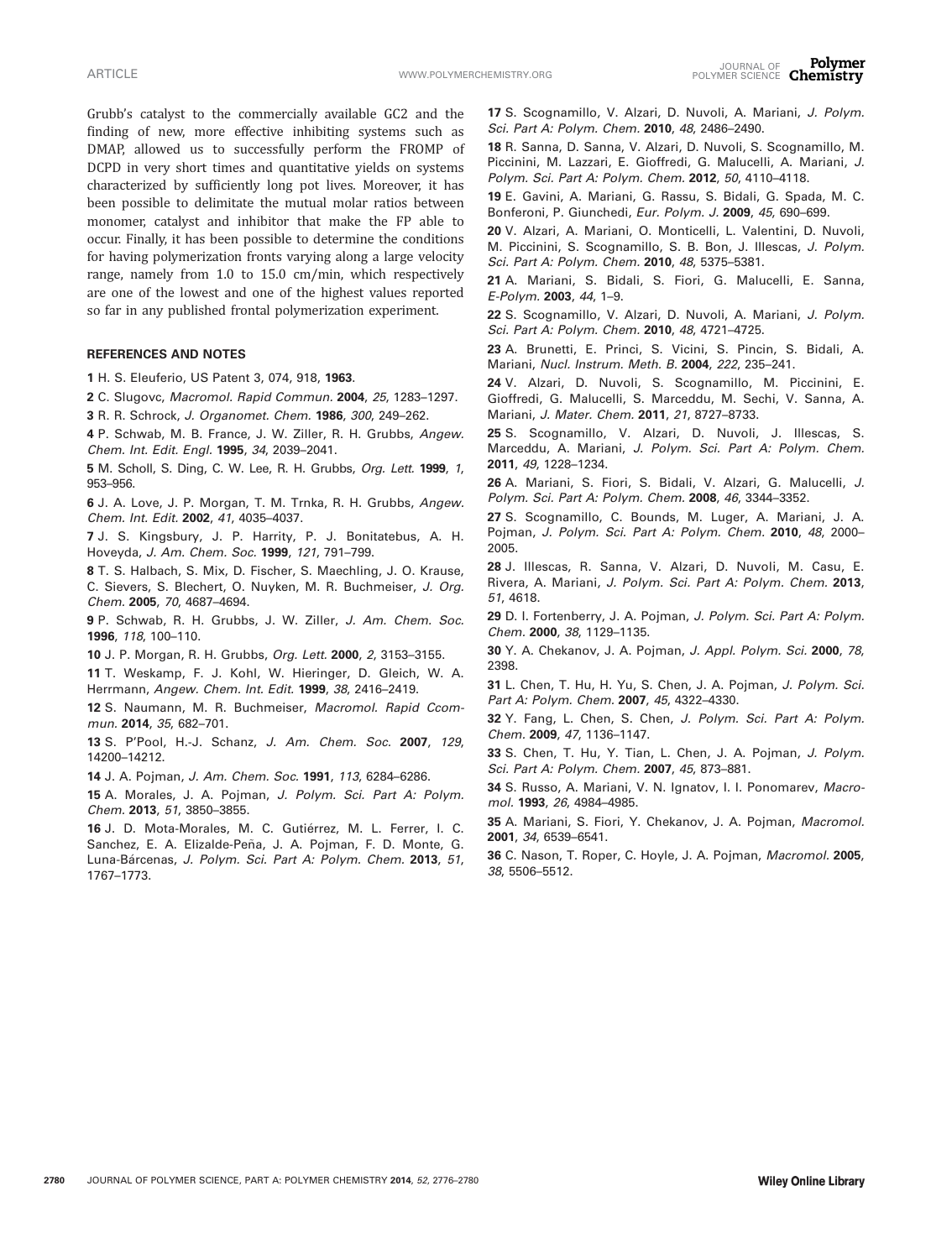Grubb's catalyst to the commercially available GC2 and the finding of new, more effective inhibiting systems such as DMAP, allowed us to successfully perform the FROMP of DCPD in very short times and quantitative yields on systems characterized by sufficiently long pot lives. Moreover, it has been possible to delimitate the mutual molar ratios between monomer, catalyst and inhibitor that make the FP able to occur. Finally, it has been possible to determine the conditions for having polymerization fronts varying along a large velocity range, namely from 1.0 to 15.0 cm/min, which respectively are one of the lowest and one of the highest values reported so far in any published frontal polymerization experiment.

## REFERENCES AND NOTES

**1** H. S. Eleuferio, US Patent 3, 074, 918, **1963**.

**2** C. Slugovc, *Macromol. Rapid Commun.* **2004**, *25*, 1283–1297.

**3** R. R. Schrock, *J. Organomet. Chem.* **1986**, *300*, 249–262.

**4** P. Schwab, M. B. France, J. W. Ziller, R. H. Grubbs, *Angew. Chem. Int. Edit. Engl.* **1995**, *34*, 2039–2041.

**5** M. Scholl, S. Ding, C. W. Lee, R. H. Grubbs, *Org. Lett.* **1999**, *1*, 953–956.

**6** J. A. Love, J. P. Morgan, T. M. Trnka, R. H. Grubbs, *Angew. Chem. Int. Edit.* **2002**, *41*, 4035–4037.

**7** J. S. Kingsbury, J. P. Harrity, P. J. Bonitatebus, A. H. Hoveyda, *J. Am. Chem. Soc.* **1999**, *121*, 791–799.

**8** T. S. Halbach, S. Mix, D. Fischer, S. Maechling, J. O. Krause, C. Sievers, S. Blechert, O. Nuyken, M. R. Buchmeiser, *J. Org. Chem.* **2005**, *70*, 4687–4694.

**9** P. Schwab, R. H. Grubbs, J. W. Ziller, *J. Am. Chem. Soc.* **1996**, *118*, 100–110.

**10** J. P. Morgan, R. H. Grubbs, *Org. Lett.* **2000**, *2*, 3153–3155.

**11** T. Weskamp, F. J. Kohl, W. Hieringer, D. Gleich, W. A. Herrmann, *Angew. Chem. Int. Edit.* **1999**, *38*, 2416–2419.

**12** S. Naumann, M. R. Buchmeiser, *Macromol. Rapid Ccommun.* **2014**, *35*, 682–701.

**13** S. P'Pool, H.-J. Schanz, *J. Am. Chem. Soc.* **2007**, *129*, 14200–14212.

**14** J. A. Pojman, *J. Am. Chem. Soc.* **1991**, *113*, 6284–6286.

**15** A. Morales, J. A. Pojman, *J. Polym. Sci. Part A: Polym. Chem.* **2013**, *51*, 3850–3855.

**16** J. D. Mota-Morales, M. C. Gutiérrez, M. L. Ferrer, I. C. Sanchez, E. A. Elizalde-Peña, J. A. Pojman, F. D. Monte, G. Luna-Bárcenas, *J. Polym. Sci. Part A: Polym. Chem.* **2013**, *51*, 1767–1773.

**17** S. Scognamillo, V. Alzari, D. Nuvoli, A. Mariani, *J. Polym. Sci. Part A: Polym. Chem.* **2010**, *48*, 2486–2490.

**18** R. Sanna, D. Sanna, V. Alzari, D. Nuvoli, S. Scognamillo, M. Piccinini, M. Lazzari, E. Gioffredi, G. Malucelli, A. Mariani, *J. Polym. Sci. Part A: Polym. Chem.* **2012**, *50*, 4110–4118.

**19** E. Gavini, A. Mariani, G. Rassu, S. Bidali, G. Spada, M. C. Bonferoni, P. Giunchedi, *Eur. Polym. J.* **2009**, *45*, 690–699.

**20** V. Alzari, A. Mariani, O. Monticelli, L. Valentini, D. Nuvoli, M. Piccinini, S. Scognamillo, S. B. Bon, J. Illescas, *J. Polym. Sci. Part A: Polym. Chem.* **2010**, *48*, 5375–5381.

**21** A. Mariani, S. Bidali, S. Fiori, G. Malucelli, E. Sanna, *E-Polym.* **2003**, *44*, 1–9.

**22** S. Scognamillo, V. Alzari, D. Nuvoli, A. Mariani, *J. Polym. Sci. Part A: Polym. Chem.* **2010**, *48*, 4721–4725.

**23** A. Brunetti, E. Princi, S. Vicini, S. Pincin, S. Bidali, A. Mariani, *Nucl. Instrum. Meth. B.* **2004**, *222*, 235–241.

**24** V. Alzari, D. Nuvoli, S. Scognamillo, M. Piccinini, E. Gioffredi, G. Malucelli, S. Marceddu, M. Sechi, V. Sanna, A. Mariani, *J. Mater. Chem.* **2011**, *21*, 8727–8733.

**25** S. Scognamillo, V. Alzari, D. Nuvoli, J. Illescas, S. Marceddu, A. Mariani, *J. Polym. Sci. Part A: Polym. Chem.* **2011**, *49*, 1228–1234.

**26** A. Mariani, S. Fiori, S. Bidali, V. Alzari, G. Malucelli, *J. Polym. Sci. Part A: Polym. Chem.* **2008**, *46*, 3344–3352.

**27** S. Scognamillo, C. Bounds, M. Luger, A. Mariani, J. A. Pojman, *J. Polym. Sci. Part A: Polym. Chem.* **2010**, *48*, 2000–2005.

**28** J. Illescas, R. Sanna, V. Alzari, D. Nuvoli, M. Casu, E. Rivera, A. Mariani, *J. Polym. Sci. Part A: Polym. Chem.* **2013**, *51*, 4618.

**29** D. I. Fortenberry, J. A. Pojman, *J. Polym. Sci. Part A: Polym. Chem.* **2000**, *38*, 1129–1135.

**30** Y. A. Chekanov, J. A. Pojman, *J. Appl. Polym. Sci.* **2000**, *78*, 2398.

**31** L. Chen, T. Hu, H. Yu, S. Chen, J. A. Pojman, *J. Polym. Sci. Part A: Polym. Chem.* **2007**, *45*, 4322–4330.

**32** Y. Fang, L. Chen, S. Chen, *J. Polym. Sci. Part A: Polym. Chem.* **2009**, *47*, 1136–1147.

**33** S. Chen, T. Hu, Y. Tian, L. Chen, J. A. Pojman, *J. Polym. Sci. Part A: Polym. Chem.* **2007**, *45*, 873–881.

**34** S. Russo, A. Mariani, V. N. Ignatov, I. I. Ponomarev, *Macromol.* **1993**, *26*, 4984–4985.

**35** A. Mariani, S. Fiori, Y. Chekanov, J. A. Pojman, *Macromol.* **2001**, *34*, 6539–6541.

**36** C. Nason, T. Roper, C. Hoyle, J. A. Pojman, *Macromol.* **2005**, *38*, 5506–5512.